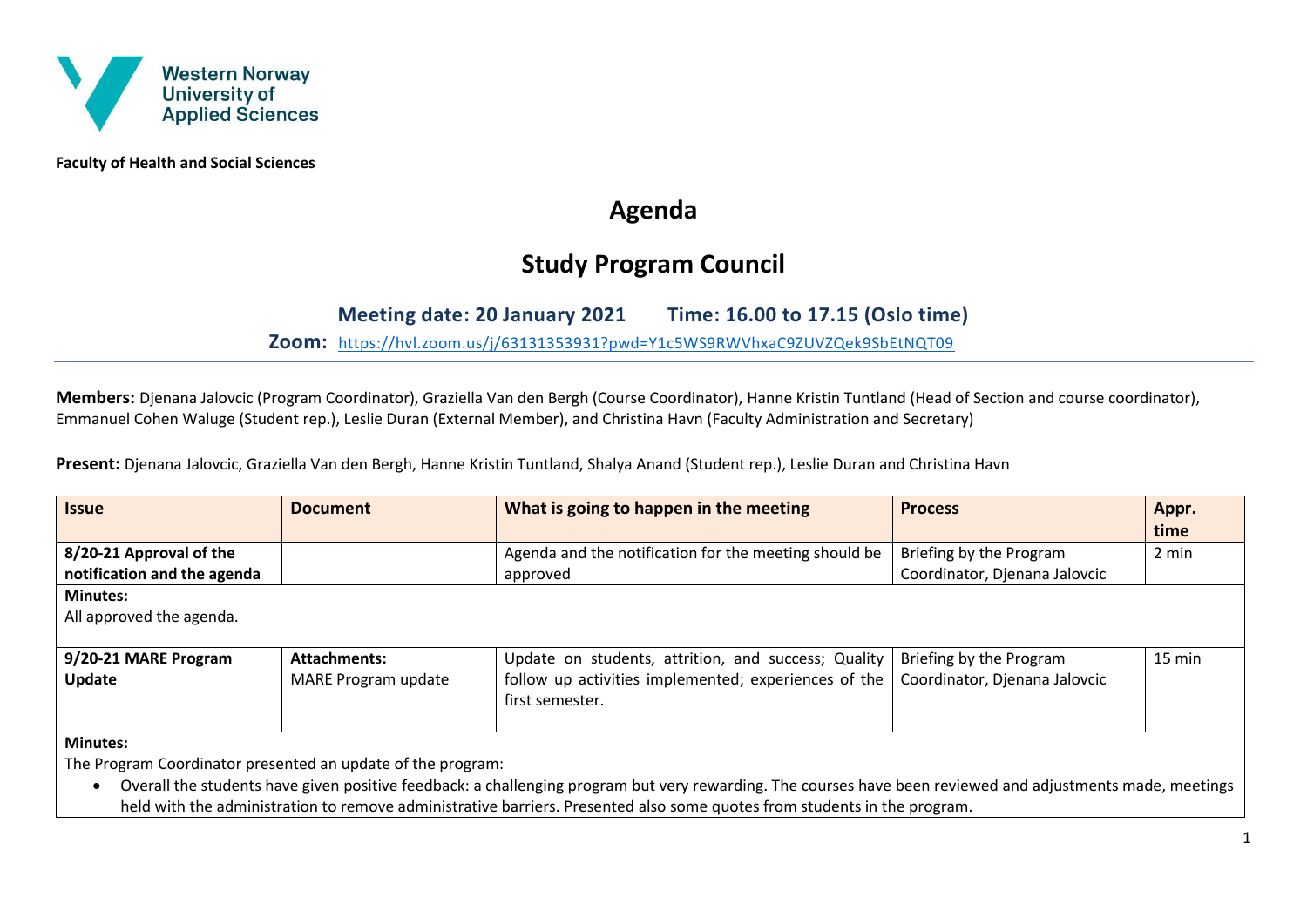Western Norway University of Applied Sciences

**Faculty of Health and Social Sciences**

# Agenda

## Study Program Council

### Meeting date: 20 January 2021 Time: 16.00 to 17.15 (Oslo time)

**Zoom:** https://hvl.zoom.us/j/63131353931?pwd=Y1c5WS9RWVhxaC9ZUVZQek9SbEtNQT09

**Members:** Djenana Jalovcic (Program Coordinator), Graziella Van den Bergh (Course Coordinator), Hanne Kristin Tuntland (Head of Section and course coordinator), Emmanuel Cohen Waluge (Student rep.), Leslie Duran (External Member), and Christina Havn (Faculty Administration and Secretary)

**Present:** Djenana Jalovcic, Graziella Van den Bergh, Hanne Kristin Tuntland, Shalya Anand (Student rep.), Leslie Duran and Christina Havn

| Issue | Document | What is going to happen in the meeting | Process | Appr. time |
|---|---|---|---|---|
| **8/20-21 Approval of the notification and the agenda** | | Agenda and the notification for the meeting should be approved | Briefing by the Program Coordinator, Djenana Jalovcic | 2 min |
| **Minutes:** All approved the agenda. | | | | |
| **9/20-21 MARE Program Update** | **Attachments:** MARE Program update | Update on students, attrition, and success; Quality follow up activities implemented; experiences of the first semester. | Briefing by the Program Coordinator, Djenana Jalovcic | 15 min |
| **Minutes:** The Program Coordinator presented an update of the program:<br>• Overall the students have given positive feedback: a challenging program but very rewarding. The courses have been reviewed and adjustments made, meetings held with the administration to remove administrative barriers. Presented also some quotes from students in the program. | | | | |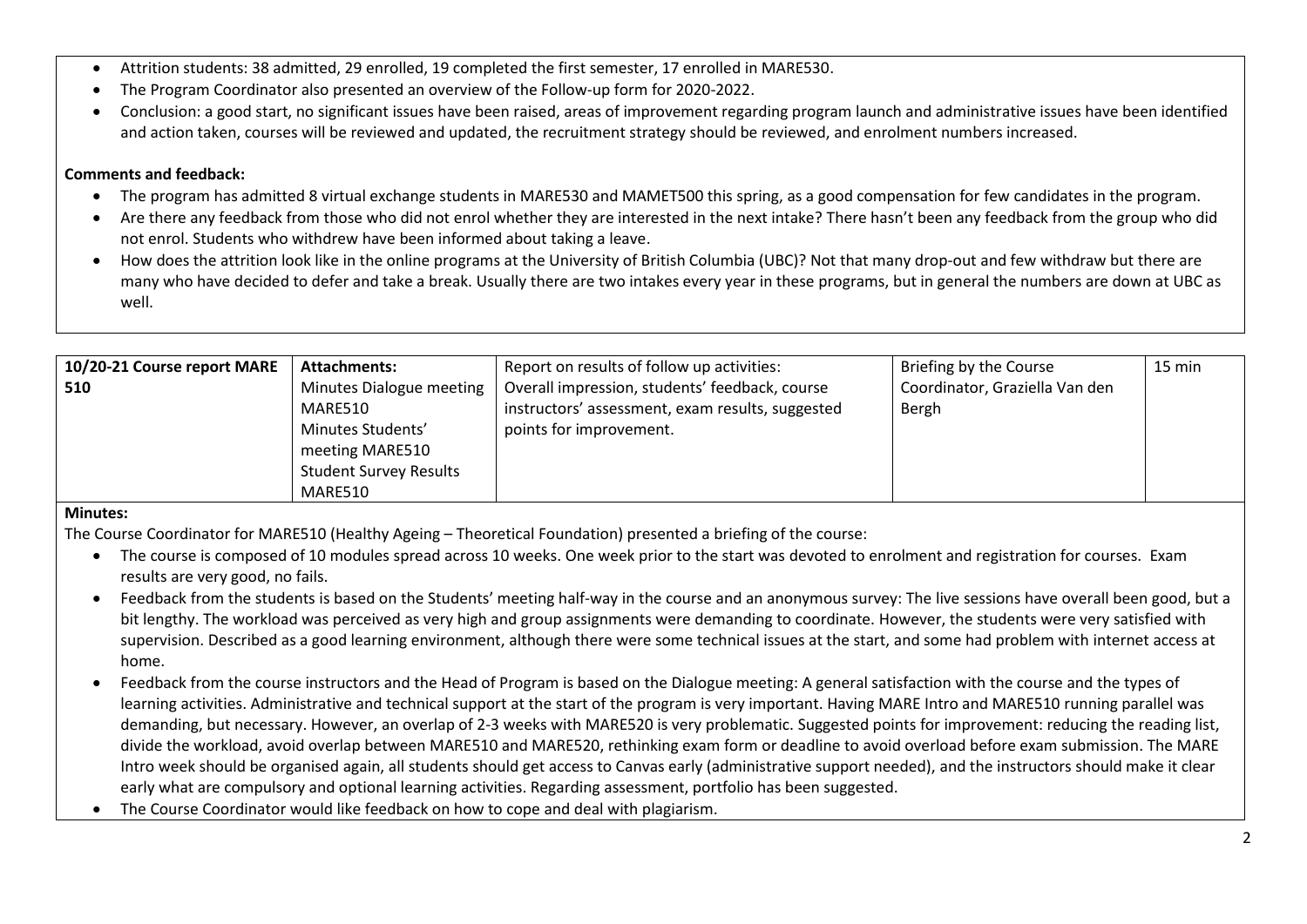- Attrition students: 38 admitted, 29 enrolled, 19 completed the first semester, 17 enrolled in MARE530.
- The Program Coordinator also presented an overview of the Follow-up form for 2020-2022.
- Conclusion: a good start, no significant issues have been raised, areas of improvement regarding program launch and administrative issues have been identified and action taken, courses will be reviewed and updated, the recruitment strategy should be reviewed, and enrolment numbers increased.

**Comments and feedback:**

- The program has admitted 8 virtual exchange students in MARE530 and MAMET500 this spring, as a good compensation for few candidates in the program.
- Are there any feedback from those who did not enrol whether they are interested in the next intake? There hasn't been any feedback from the group who did not enrol. Students who withdrew have been informed about taking a leave.
- How does the attrition look like in the online programs at the University of British Columbia (UBC)? Not that many drop-out and few withdraw but there are many who have decided to defer and take a break. Usually there are two intakes every year in these programs, but in general the numbers are down at UBC as well.

| **10/20-21 Course report MARE 510** | **Attachments:** Minutes Dialogue meeting MARE510 Minutes Students' meeting MARE510 Student Survey Results MARE510 | Report on results of follow up activities: Overall impression, students' feedback, course instructors' assessment, exam results, suggested points for improvement. | Briefing by the Course Coordinator, Graziella Van den Bergh | 15 min |
|---|---|---|---|---|

**Minutes:**

The Course Coordinator for MARE510 (Healthy Ageing – Theoretical Foundation) presented a briefing of the course:

- The course is composed of 10 modules spread across 10 weeks. One week prior to the start was devoted to enrolment and registration for courses. Exam results are very good, no fails.
- Feedback from the students is based on the Students' meeting half-way in the course and an anonymous survey: The live sessions have overall been good, but a bit lengthy. The workload was perceived as very high and group assignments were demanding to coordinate. However, the students were very satisfied with supervision. Described as a good learning environment, although there were some technical issues at the start, and some had problem with internet access at home.
- Feedback from the course instructors and the Head of Program is based on the Dialogue meeting: A general satisfaction with the course and the types of learning activities. Administrative and technical support at the start of the program is very important. Having MARE Intro and MARE510 running parallel was demanding, but necessary. However, an overlap of 2-3 weeks with MARE520 is very problematic. Suggested points for improvement: reducing the reading list, divide the workload, avoid overlap between MARE510 and MARE520, rethinking exam form or deadline to avoid overload before exam submission. The MARE Intro week should be organised again, all students should get access to Canvas early (administrative support needed), and the instructors should make it clear early what are compulsory and optional learning activities. Regarding assessment, portfolio has been suggested.
- The Course Coordinator would like feedback on how to cope and deal with plagiarism.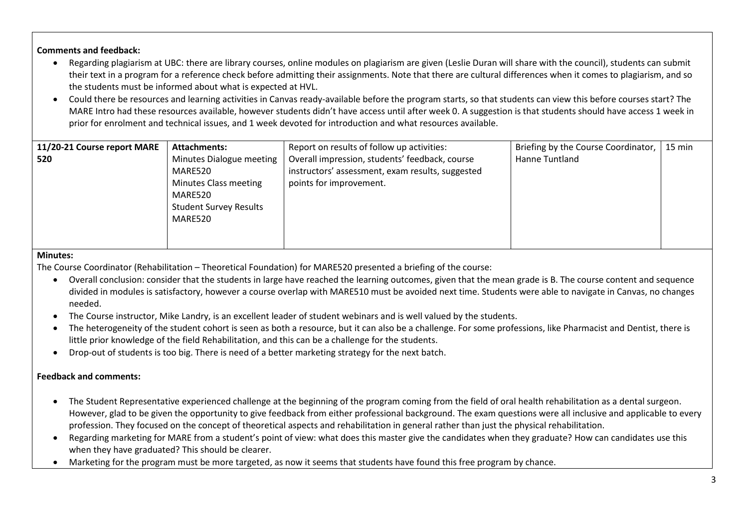**Comments and feedback:**

- Regarding plagiarism at UBC: there are library courses, online modules on plagiarism are given (Leslie Duran will share with the council), students can submit their text in a program for a reference check before admitting their assignments. Note that there are cultural differences when it comes to plagiarism, and so the students must be informed about what is expected at HVL.
- Could there be resources and learning activities in Canvas ready-available before the program starts, so that students can view this before courses start? The MARE Intro had these resources available, however students didn't have access until after week 0. A suggestion is that students should have access 1 week in prior for enrolment and technical issues, and 1 week devoted for introduction and what resources available.

| 11/20-21 Course report MARE 520 | **Attachments:** Minutes Dialogue meeting MARE520 Minutes Class meeting MARE520 Student Survey Results MARE520 | Report on results of follow up activities: Overall impression, students' feedback, course instructors' assessment, exam results, suggested points for improvement. | Briefing by the Course Coordinator, Hanne Tuntland | 15 min |
|---|---|---|---|---|

**Minutes:**

The Course Coordinator (Rehabilitation – Theoretical Foundation) for MARE520 presented a briefing of the course:

- Overall conclusion: consider that the students in large have reached the learning outcomes, given that the mean grade is B. The course content and sequence divided in modules is satisfactory, however a course overlap with MARE510 must be avoided next time. Students were able to navigate in Canvas, no changes needed.
- The Course instructor, Mike Landry, is an excellent leader of student webinars and is well valued by the students.
- The heterogeneity of the student cohort is seen as both a resource, but it can also be a challenge. For some professions, like Pharmacist and Dentist, there is little prior knowledge of the field Rehabilitation, and this can be a challenge for the students.
- Drop-out of students is too big. There is need of a better marketing strategy for the next batch.

**Feedback and comments:**

- The Student Representative experienced challenge at the beginning of the program coming from the field of oral health rehabilitation as a dental surgeon. However, glad to be given the opportunity to give feedback from either professional background. The exam questions were all inclusive and applicable to every profession. They focused on the concept of theoretical aspects and rehabilitation in general rather than just the physical rehabilitation.
- Regarding marketing for MARE from a student's point of view: what does this master give the candidates when they graduate? How can candidates use this when they have graduated? This should be clearer.
- Marketing for the program must be more targeted, as now it seems that students have found this free program by chance.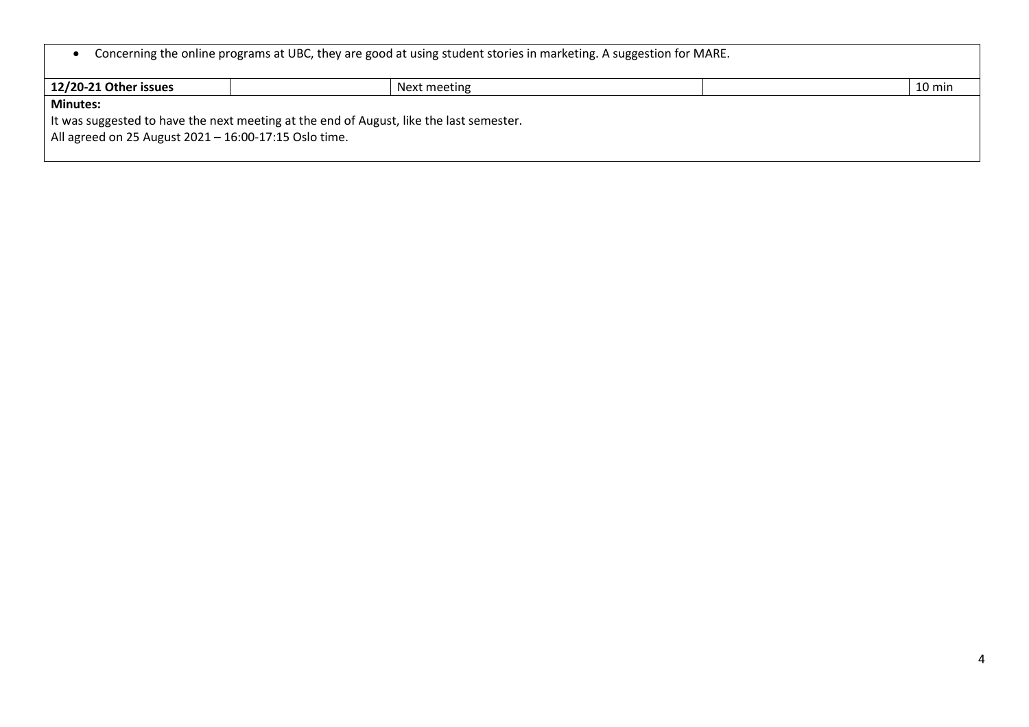- Concerning the online programs at UBC, they are good at using student stories in marketing. A suggestion for MARE.

| 12/20-21 Other issues | | Next meeting | | 10 min |
|---|---|---|---|---|

**Minutes:**

It was suggested to have the next meeting at the end of August, like the last semester.
All agreed on 25 August 2021 – 16:00-17:15 Oslo time.